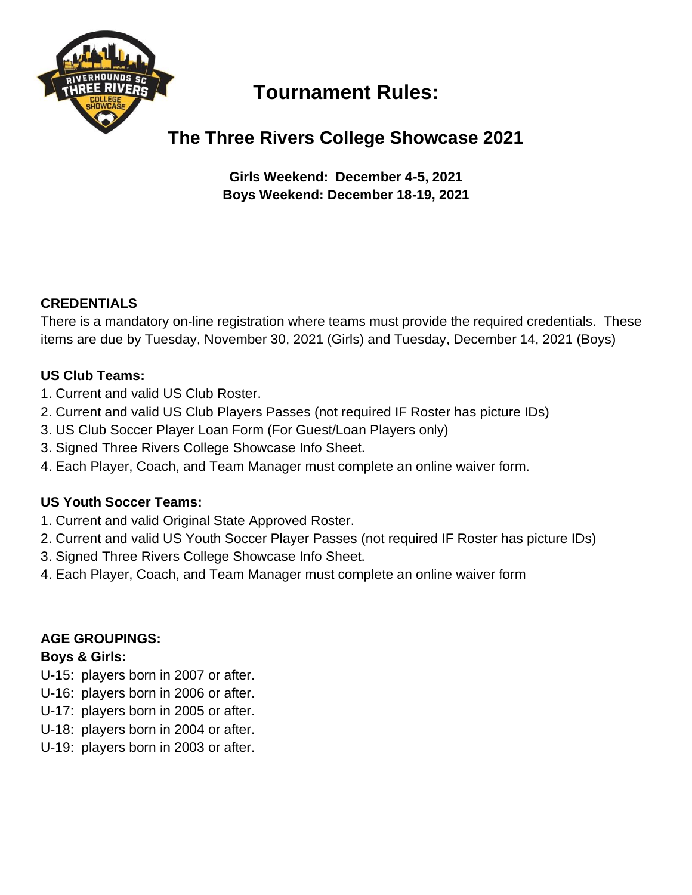# Tournament Rules:

## The Three Rivers College Showcase 2021

**Girls Weekend: December 4-5, 2021**
**Boys Weekend: December 18-19, 2021**

### CREDENTIALS

There is a mandatory on-line registration where teams must provide the required credentials. These items are due by Tuesday, November 30, 2021 (Girls) and Tuesday, December 14, 2021 (Boys)

**US Club Teams:**

1. Current and valid US Club Roster.
2. Current and valid US Club Players Passes (not required IF Roster has picture IDs)
3. US Club Soccer Player Loan Form (For Guest/Loan Players only)
3. Signed Three Rivers College Showcase Info Sheet.
4. Each Player, Coach, and Team Manager must complete an online waiver form.

**US Youth Soccer Teams:**

1. Current and valid Original State Approved Roster.
2. Current and valid US Youth Soccer Player Passes (not required IF Roster has picture IDs)
3. Signed Three Rivers College Showcase Info Sheet.
4. Each Player, Coach, and Team Manager must complete an online waiver form

### AGE GROUPINGS:

**Boys & Girls:**

U-15: players born in 2007 or after.
U-16: players born in 2006 or after.
U-17: players born in 2005 or after.
U-18: players born in 2004 or after.
U-19: players born in 2003 or after.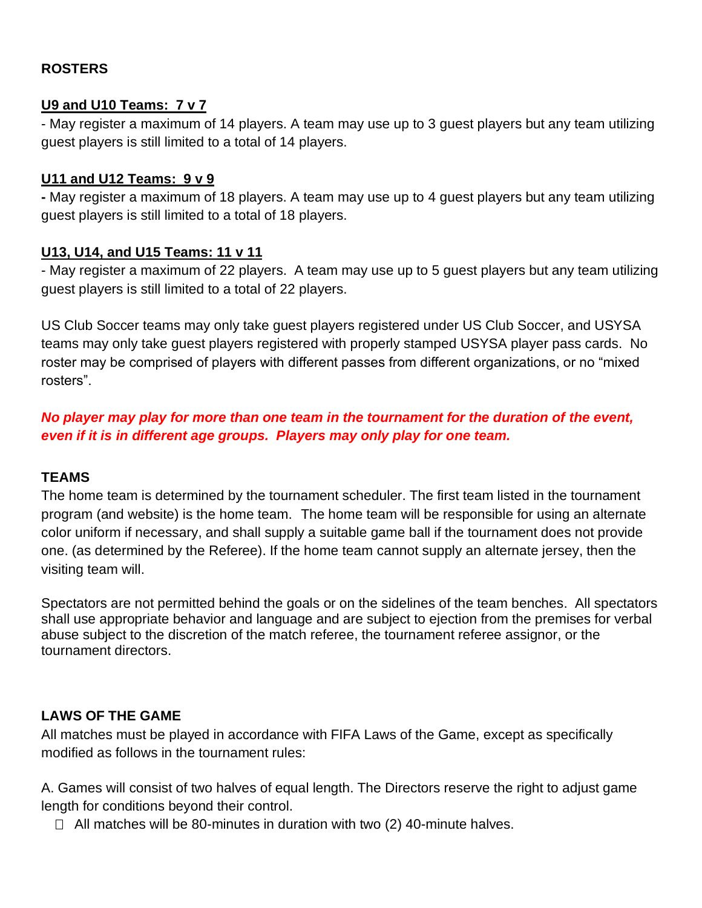**ROSTERS**

**U9 and U10 Teams: 7 v 7**

- May register a maximum of 14 players. A team may use up to 3 guest players but any team utilizing guest players is still limited to a total of 14 players.

**U11 and U12 Teams: 9 v 9**

- May register a maximum of 18 players. A team may use up to 4 guest players but any team utilizing guest players is still limited to a total of 18 players.

**U13, U14, and U15 Teams: 11 v 11**

- May register a maximum of 22 players. A team may use up to 5 guest players but any team utilizing guest players is still limited to a total of 22 players.

US Club Soccer teams may only take guest players registered under US Club Soccer, and USYSA teams may only take guest players registered with properly stamped USYSA player pass cards. No roster may be comprised of players with different passes from different organizations, or no "mixed rosters".

***No player may play for more than one team in the tournament for the duration of the event, even if it is in different age groups. Players may only play for one team.***

**TEAMS**

The home team is determined by the tournament scheduler. The first team listed in the tournament program (and website) is the home team. The home team will be responsible for using an alternate color uniform if necessary, and shall supply a suitable game ball if the tournament does not provide one. (as determined by the Referee). If the home team cannot supply an alternate jersey, then the visiting team will.

Spectators are not permitted behind the goals or on the sidelines of the team benches. All spectators shall use appropriate behavior and language and are subject to ejection from the premises for verbal abuse subject to the discretion of the match referee, the tournament referee assignor, or the tournament directors.

**LAWS OF THE GAME**

All matches must be played in accordance with FIFA Laws of the Game, except as specifically modified as follows in the tournament rules:

A. Games will consist of two halves of equal length. The Directors reserve the right to adjust game length for conditions beyond their control.

- All matches will be 80-minutes in duration with two (2) 40-minute halves.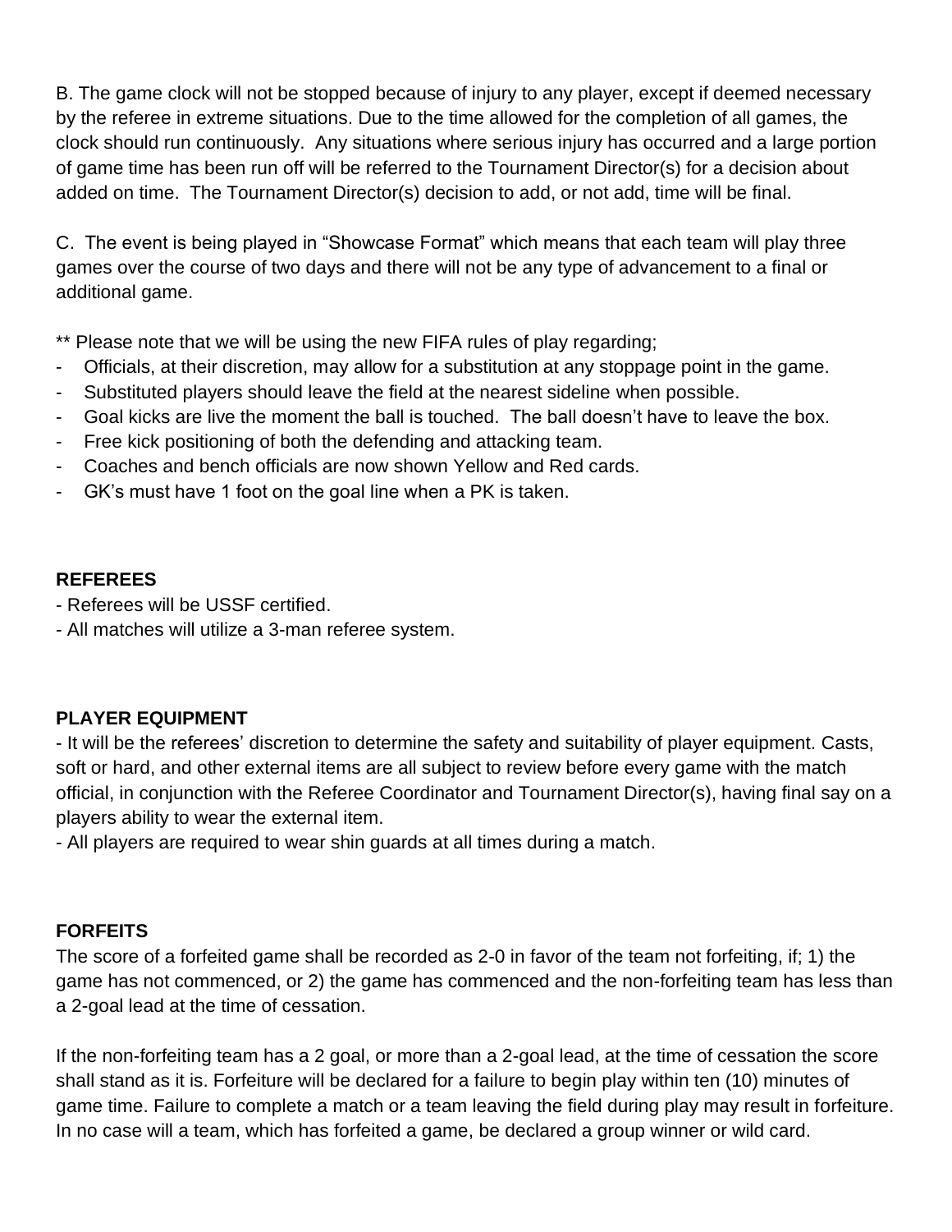B. The game clock will not be stopped because of injury to any player, except if deemed necessary by the referee in extreme situations. Due to the time allowed for the completion of all games, the clock should run continuously. Any situations where serious injury has occurred and a large portion of game time has been run off will be referred to the Tournament Director(s) for a decision about added on time. The Tournament Director(s) decision to add, or not add, time will be final.

C. The event is being played in "Showcase Format" which means that each team will play three games over the course of two days and there will not be any type of advancement to a final or additional game.

** Please note that we will be using the new FIFA rules of play regarding;

- Officials, at their discretion, may allow for a substitution at any stoppage point in the game.
- Substituted players should leave the field at the nearest sideline when possible.
- Goal kicks are live the moment the ball is touched. The ball doesn't have to leave the box.
- Free kick positioning of both the defending and attacking team.
- Coaches and bench officials are now shown Yellow and Red cards.
- GK's must have 1 foot on the goal line when a PK is taken.

**REFEREES**

- Referees will be USSF certified.
- All matches will utilize a 3-man referee system.

**PLAYER EQUIPMENT**

- It will be the referees' discretion to determine the safety and suitability of player equipment. Casts, soft or hard, and other external items are all subject to review before every game with the match official, in conjunction with the Referee Coordinator and Tournament Director(s), having final say on a players ability to wear the external item.
- All players are required to wear shin guards at all times during a match.

**FORFEITS**

The score of a forfeited game shall be recorded as 2-0 in favor of the team not forfeiting, if; 1) the game has not commenced, or 2) the game has commenced and the non-forfeiting team has less than a 2-goal lead at the time of cessation.

If the non-forfeiting team has a 2 goal, or more than a 2-goal lead, at the time of cessation the score shall stand as it is. Forfeiture will be declared for a failure to begin play within ten (10) minutes of game time. Failure to complete a match or a team leaving the field during play may result in forfeiture. In no case will a team, which has forfeited a game, be declared a group winner or wild card.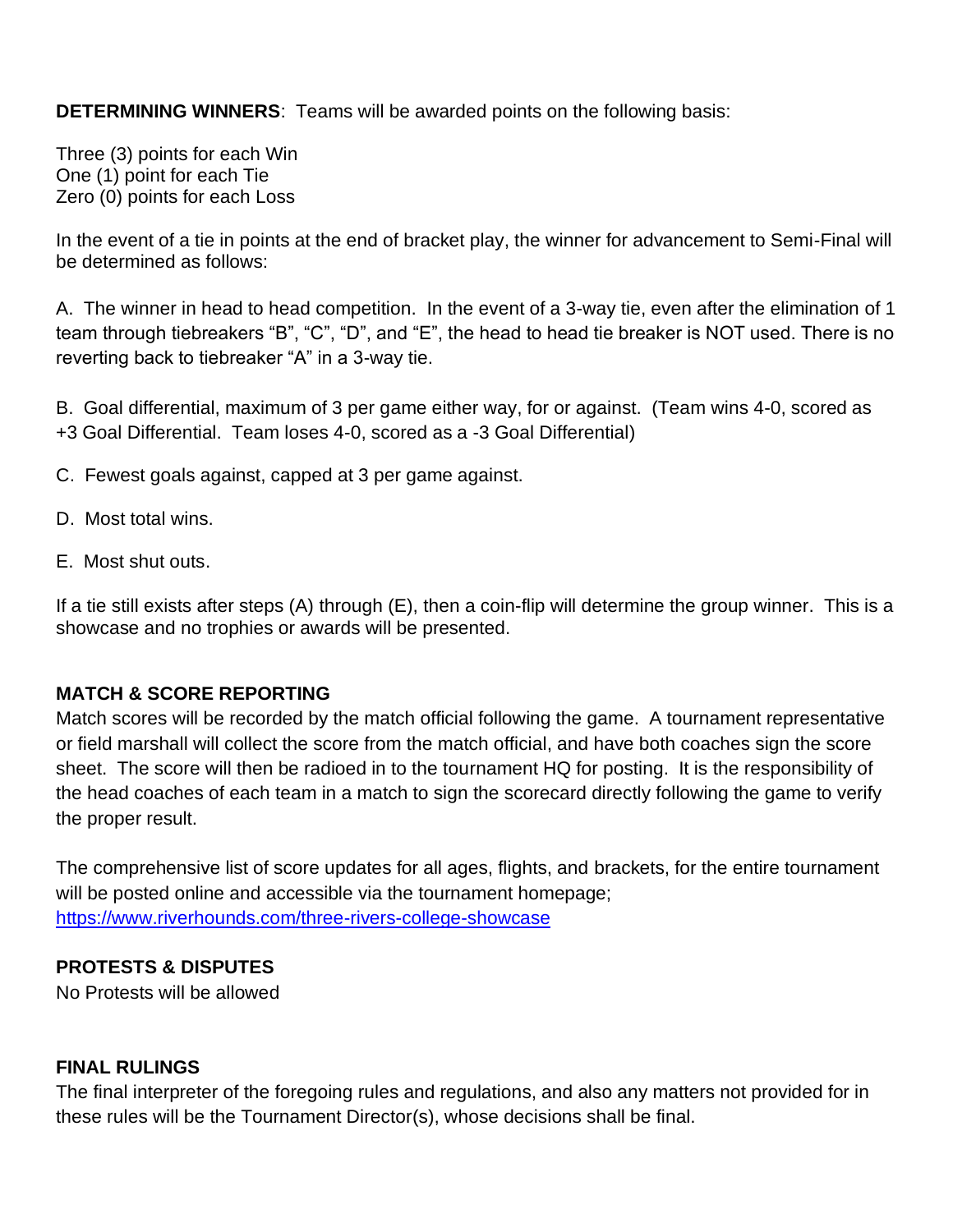**DETERMINING WINNERS**: Teams will be awarded points on the following basis:

Three (3) points for each Win
One (1) point for each Tie
Zero (0) points for each Loss

In the event of a tie in points at the end of bracket play, the winner for advancement to Semi-Final will be determined as follows:

A. The winner in head to head competition. In the event of a 3-way tie, even after the elimination of 1 team through tiebreakers "B", "C", "D", and "E", the head to head tie breaker is NOT used. There is no reverting back to tiebreaker "A" in a 3-way tie.

B. Goal differential, maximum of 3 per game either way, for or against. (Team wins 4-0, scored as +3 Goal Differential. Team loses 4-0, scored as a -3 Goal Differential)

C. Fewest goals against, capped at 3 per game against.

D. Most total wins.

E. Most shut outs.

If a tie still exists after steps (A) through (E), then a coin-flip will determine the group winner. This is a showcase and no trophies or awards will be presented.

## MATCH & SCORE REPORTING

Match scores will be recorded by the match official following the game. A tournament representative or field marshall will collect the score from the match official, and have both coaches sign the score sheet. The score will then be radioed in to the tournament HQ for posting. It is the responsibility of the head coaches of each team in a match to sign the scorecard directly following the game to verify the proper result.

The comprehensive list of score updates for all ages, flights, and brackets, for the entire tournament will be posted online and accessible via the tournament homepage; https://www.riverhounds.com/three-rivers-college-showcase

## PROTESTS & DISPUTES

No Protests will be allowed

## FINAL RULINGS

The final interpreter of the foregoing rules and regulations, and also any matters not provided for in these rules will be the Tournament Director(s), whose decisions shall be final.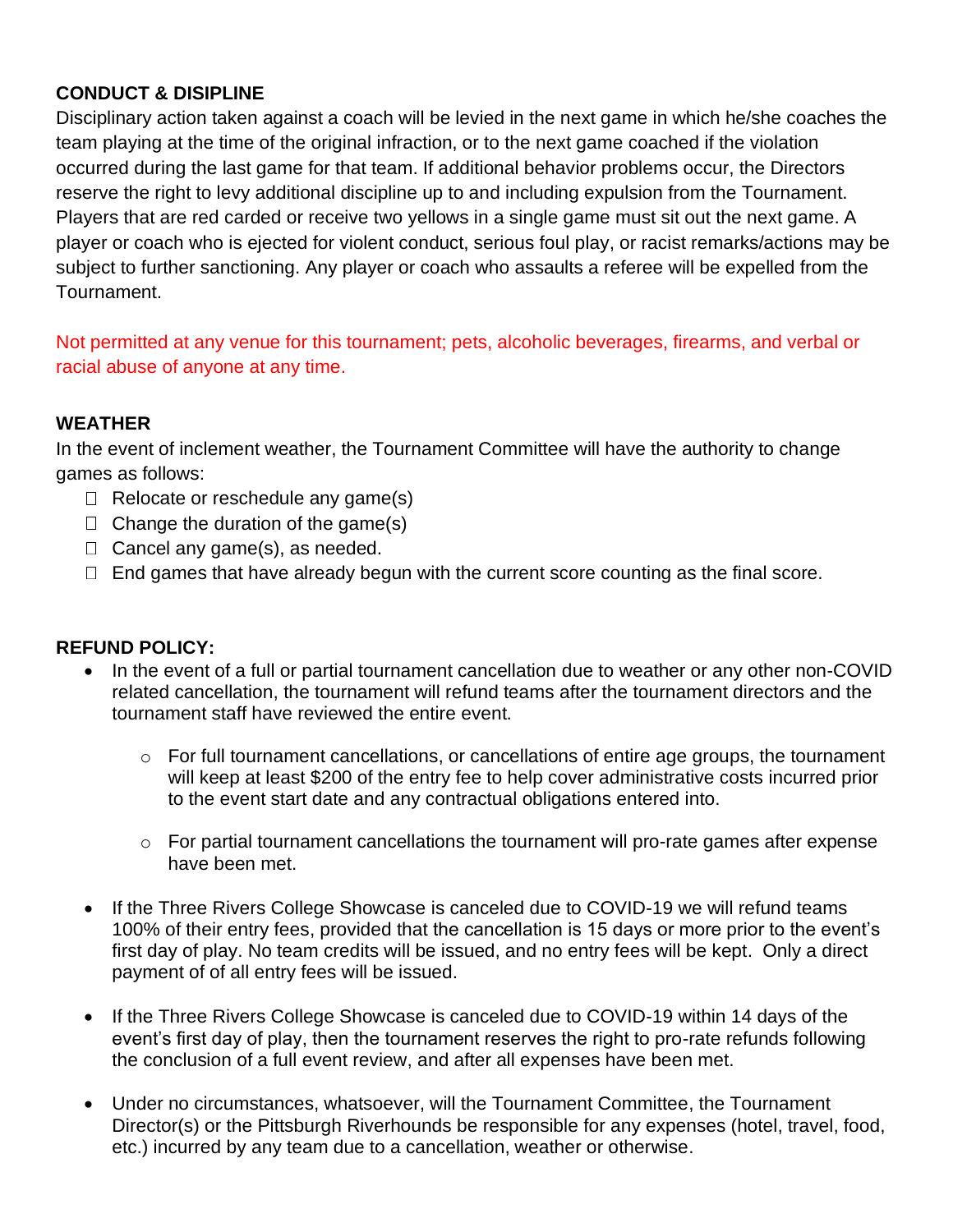**CONDUCT & DISIPLINE**

Disciplinary action taken against a coach will be levied in the next game in which he/she coaches the team playing at the time of the original infraction, or to the next game coached if the violation occurred during the last game for that team. If additional behavior problems occur, the Directors reserve the right to levy additional discipline up to and including expulsion from the Tournament. Players that are red carded or receive two yellows in a single game must sit out the next game. A player or coach who is ejected for violent conduct, serious foul play, or racist remarks/actions may be subject to further sanctioning. Any player or coach who assaults a referee will be expelled from the Tournament.

Not permitted at any venue for this tournament; pets, alcoholic beverages, firearms, and verbal or racial abuse of anyone at any time.

**WEATHER**

In the event of inclement weather, the Tournament Committee will have the authority to change games as follows:

- Relocate or reschedule any game(s)
- Change the duration of the game(s)
- Cancel any game(s), as needed.
- End games that have already begun with the current score counting as the final score.

**REFUND POLICY:**

- In the event of a full or partial tournament cancellation due to weather or any other non-COVID related cancellation, the tournament will refund teams after the tournament directors and the tournament staff have reviewed the entire event.
    - For full tournament cancellations, or cancellations of entire age groups, the tournament will keep at least $200 of the entry fee to help cover administrative costs incurred prior to the event start date and any contractual obligations entered into.
    - For partial tournament cancellations the tournament will pro-rate games after expense have been met.
- If the Three Rivers College Showcase is canceled due to COVID-19 we will refund teams 100% of their entry fees, provided that the cancellation is 15 days or more prior to the event's first day of play. No team credits will be issued, and no entry fees will be kept. Only a direct payment of of all entry fees will be issued.
- If the Three Rivers College Showcase is canceled due to COVID-19 within 14 days of the event's first day of play, then the tournament reserves the right to pro-rate refunds following the conclusion of a full event review, and after all expenses have been met.
- Under no circumstances, whatsoever, will the Tournament Committee, the Tournament Director(s) or the Pittsburgh Riverhounds be responsible for any expenses (hotel, travel, food, etc.) incurred by any team due to a cancellation, weather or otherwise.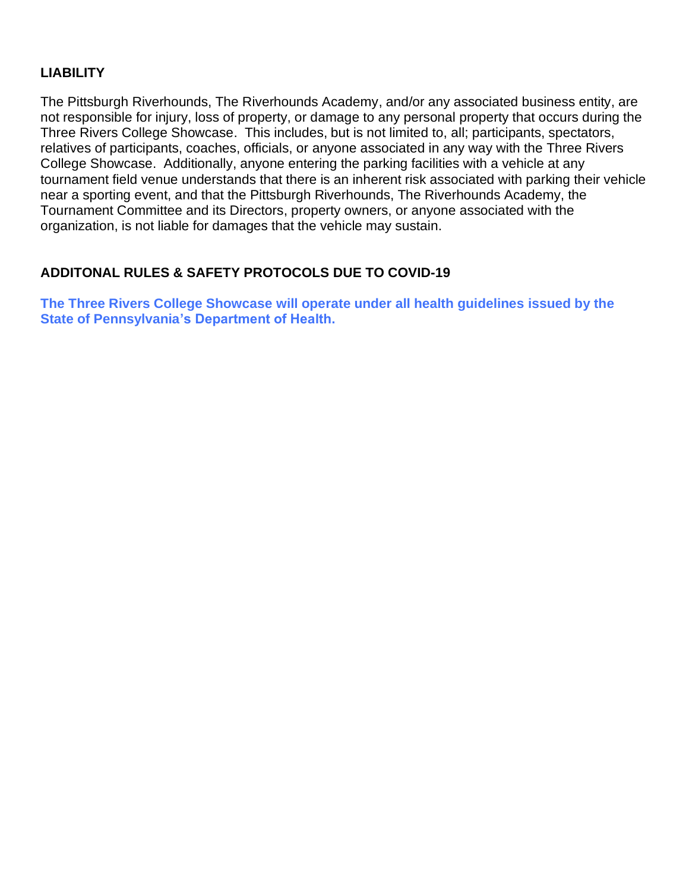**LIABILITY**

The Pittsburgh Riverhounds, The Riverhounds Academy, and/or any associated business entity, are not responsible for injury, loss of property, or damage to any personal property that occurs during the Three Rivers College Showcase. This includes, but is not limited to, all; participants, spectators, relatives of participants, coaches, officials, or anyone associated in any way with the Three Rivers College Showcase. Additionally, anyone entering the parking facilities with a vehicle at any tournament field venue understands that there is an inherent risk associated with parking their vehicle near a sporting event, and that the Pittsburgh Riverhounds, The Riverhounds Academy, the Tournament Committee and its Directors, property owners, or anyone associated with the organization, is not liable for damages that the vehicle may sustain.

**ADDITONAL RULES & SAFETY PROTOCOLS DUE TO COVID-19**

**The Three Rivers College Showcase will operate under all health guidelines issued by the State of Pennsylvania's Department of Health.**